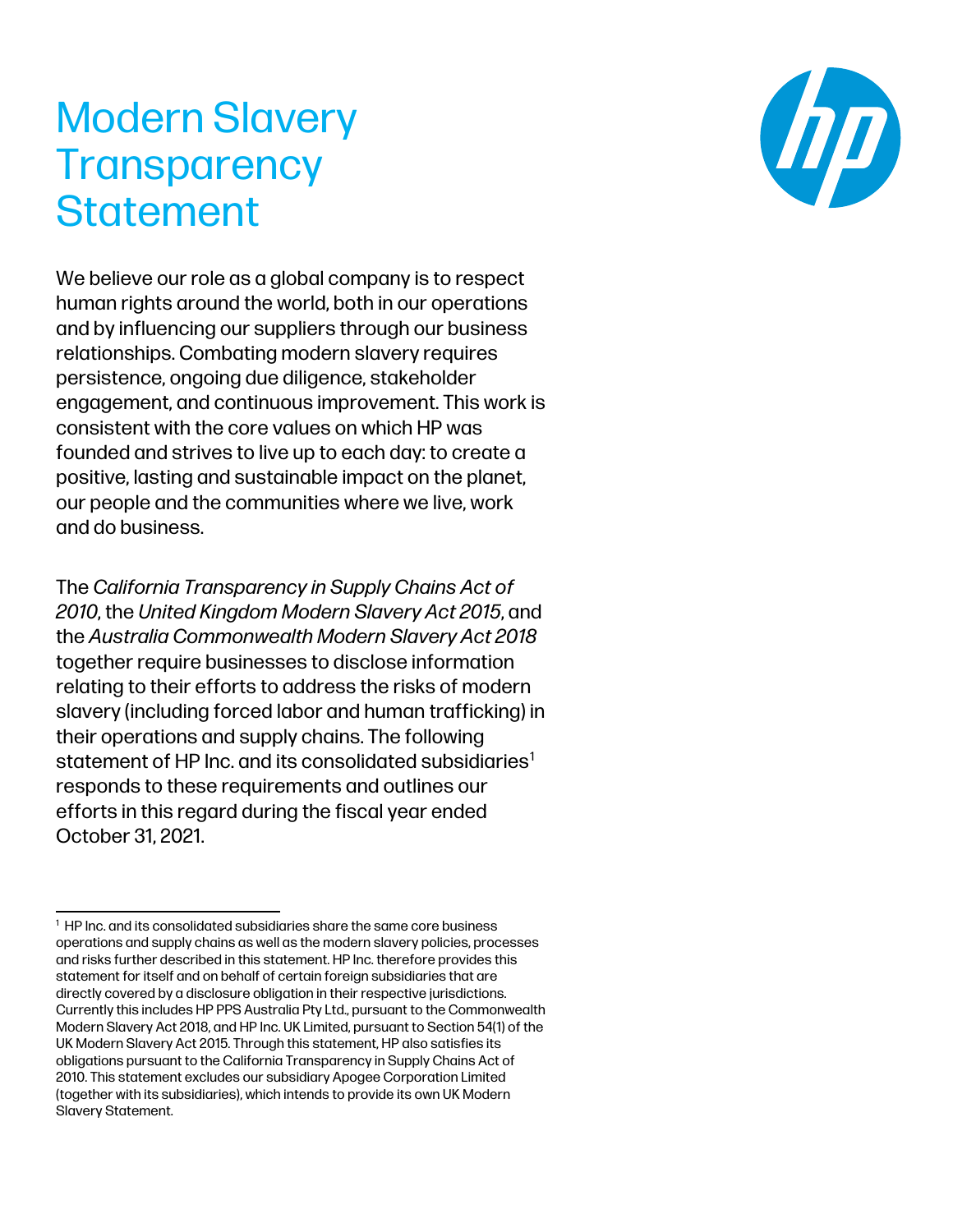# Modern Slavery Transparency Statement

We believe our role as a global company is to respect human rights around the world, both in our operations and by influencing our suppliers through our business relationships. Combating modern slavery requires persistence, ongoing due diligence, stakeholder engagement, and continuous improvement. This work is consistent with the core values on which HP was founded and strives to live up to each day: to create a positive, lasting and sustainable impact on the planet, our people and the communities where we live, work and do business.

The *California Transparency in Supply Chains Act of 2010*, the *United Kingdom Modern Slavery Act 2015*, and the *Australia Commonwealth Modern Slavery Act 2018* together require businesses to disclose information relating to their efforts to address the risks of modern slavery (including forced labor and human trafficking) in their operations and supply chains. The following statement of HP Inc. and its consolidated subsidiaries[1] responds to these requirements and outlines our efforts in this regard during the fiscal year ended October 31, 2021.

---

[1] HP Inc. and its consolidated subsidiaries share the same core business operations and supply chains as well as the modern slavery policies, processes and risks further described in this statement. HP Inc. therefore provides this statement for itself and on behalf of certain foreign subsidiaries that are directly covered by a disclosure obligation in their respective jurisdictions. Currently this includes HP PPS Australia Pty Ltd., pursuant to the Commonwealth Modern Slavery Act 2018, and HP Inc. UK Limited, pursuant to Section 54(1) of the UK Modern Slavery Act 2015. Through this statement, HP also satisfies its obligations pursuant to the California Transparency in Supply Chains Act of 2010. This statement excludes our subsidiary Apogee Corporation Limited (together with its subsidiaries), which intends to provide its own UK Modern Slavery Statement.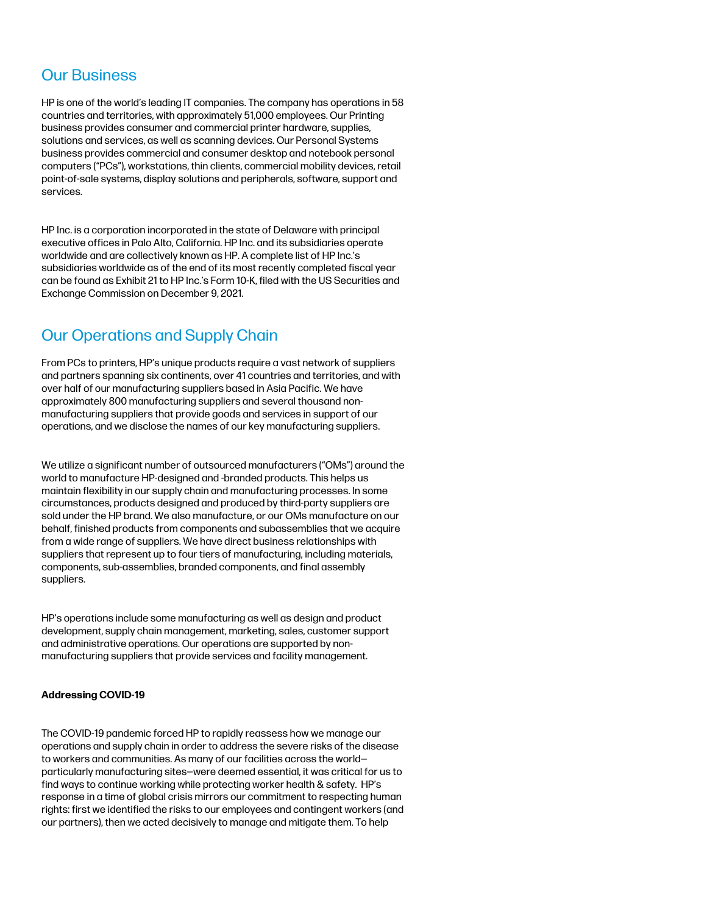## Our Business

HP is one of the world's leading IT companies. The company has operations in 58 countries and territories, with approximately 51,000 employees. Our Printing business provides consumer and commercial printer hardware, supplies, solutions and services, as well as scanning devices. Our Personal Systems business provides commercial and consumer desktop and notebook personal computers ("PCs"), workstations, thin clients, commercial mobility devices, retail point-of-sale systems, display solutions and peripherals, software, support and services.

HP Inc. is a corporation incorporated in the state of Delaware with principal executive offices in Palo Alto, California. HP Inc. and its subsidiaries operate worldwide and are collectively known as HP. A complete list of HP Inc.'s subsidiaries worldwide as of the end of its most recently completed fiscal year can be found as Exhibit 21 to HP Inc.'s Form 10-K, filed with the US Securities and Exchange Commission on December 9, 2021.

## Our Operations and Supply Chain

From PCs to printers, HP's unique products require a vast network of suppliers and partners spanning six continents, over 41 countries and territories, and with over half of our manufacturing suppliers based in Asia Pacific. We have approximately 800 manufacturing suppliers and several thousand non-manufacturing suppliers that provide goods and services in support of our operations, and we disclose the names of our key manufacturing suppliers.

We utilize a significant number of outsourced manufacturers ("OMs") around the world to manufacture HP-designed and -branded products. This helps us maintain flexibility in our supply chain and manufacturing processes. In some circumstances, products designed and produced by third-party suppliers are sold under the HP brand. We also manufacture, or our OMs manufacture on our behalf, finished products from components and subassemblies that we acquire from a wide range of suppliers. We have direct business relationships with suppliers that represent up to four tiers of manufacturing, including materials, components, sub-assemblies, branded components, and final assembly suppliers.

HP's operations include some manufacturing as well as design and product development, supply chain management, marketing, sales, customer support and administrative operations. Our operations are supported by non-manufacturing suppliers that provide services and facility management.

**Addressing COVID-19**

The COVID-19 pandemic forced HP to rapidly reassess how we manage our operations and supply chain in order to address the severe risks of the disease to workers and communities. As many of our facilities across the world—particularly manufacturing sites—were deemed essential, it was critical for us to find ways to continue working while protecting worker health & safety. HP's response in a time of global crisis mirrors our commitment to respecting human rights: first we identified the risks to our employees and contingent workers (and our partners), then we acted decisively to manage and mitigate them. To help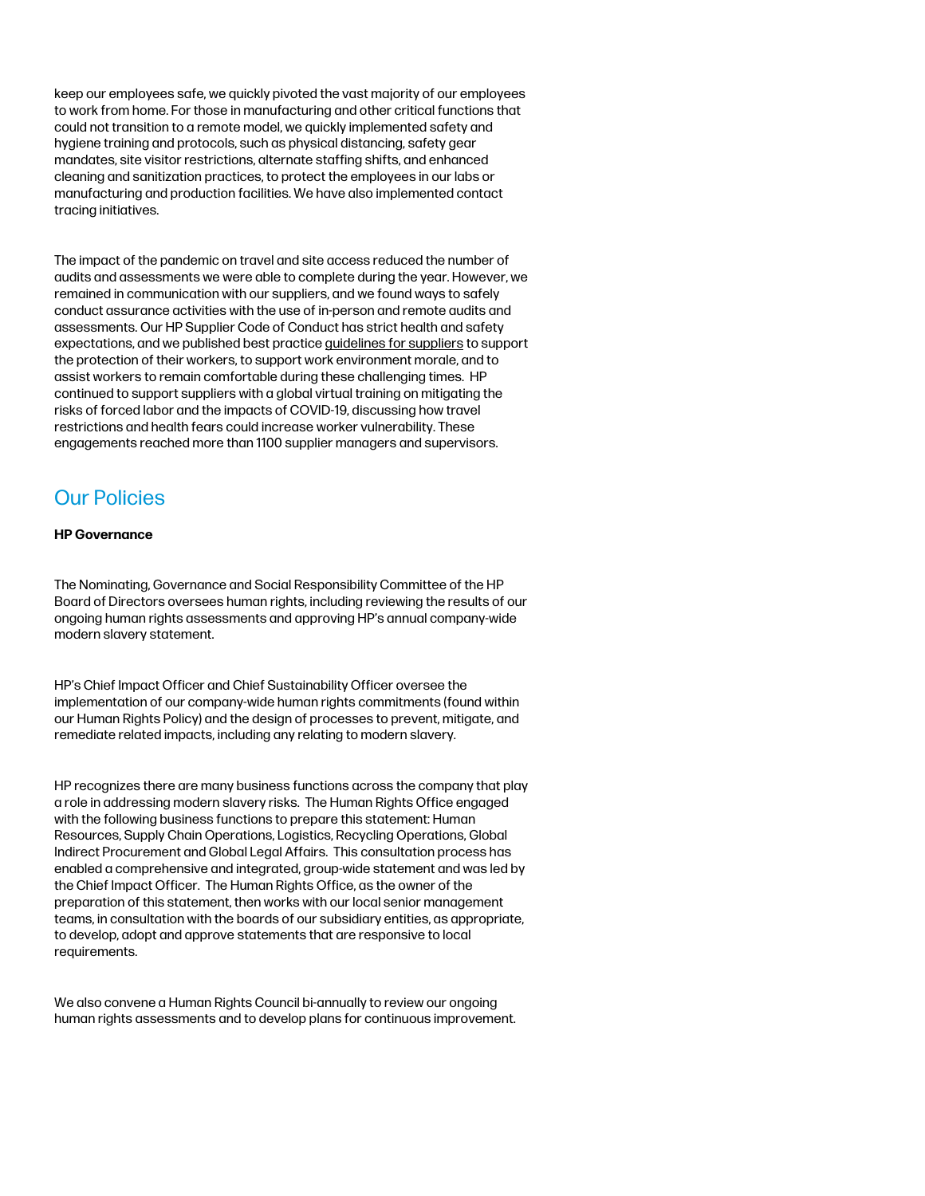keep our employees safe, we quickly pivoted the vast majority of our employees to work from home. For those in manufacturing and other critical functions that could not transition to a remote model, we quickly implemented safety and hygiene training and protocols, such as physical distancing, safety gear mandates, site visitor restrictions, alternate staffing shifts, and enhanced cleaning and sanitization practices, to protect the employees in our labs or manufacturing and production facilities. We have also implemented contact tracing initiatives.

The impact of the pandemic on travel and site access reduced the number of audits and assessments we were able to complete during the year. However, we remained in communication with our suppliers, and we found ways to safely conduct assurance activities with the use of in-person and remote audits and assessments. Our HP Supplier Code of Conduct has strict health and safety expectations, and we published best practice guidelines for suppliers to support the protection of their workers, to support work environment morale, and to assist workers to remain comfortable during these challenging times. HP continued to support suppliers with a global virtual training on mitigating the risks of forced labor and the impacts of COVID-19, discussing how travel restrictions and health fears could increase worker vulnerability. These engagements reached more than 1100 supplier managers and supervisors.

## Our Policies

**HP Governance**

The Nominating, Governance and Social Responsibility Committee of the HP Board of Directors oversees human rights, including reviewing the results of our ongoing human rights assessments and approving HP's annual company-wide modern slavery statement.

HP's Chief Impact Officer and Chief Sustainability Officer oversee the implementation of our company-wide human rights commitments (found within our Human Rights Policy) and the design of processes to prevent, mitigate, and remediate related impacts, including any relating to modern slavery.

HP recognizes there are many business functions across the company that play a role in addressing modern slavery risks. The Human Rights Office engaged with the following business functions to prepare this statement: Human Resources, Supply Chain Operations, Logistics, Recycling Operations, Global Indirect Procurement and Global Legal Affairs. This consultation process has enabled a comprehensive and integrated, group-wide statement and was led by the Chief Impact Officer. The Human Rights Office, as the owner of the preparation of this statement, then works with our local senior management teams, in consultation with the boards of our subsidiary entities, as appropriate, to develop, adopt and approve statements that are responsive to local requirements.

We also convene a Human Rights Council bi-annually to review our ongoing human rights assessments and to develop plans for continuous improvement.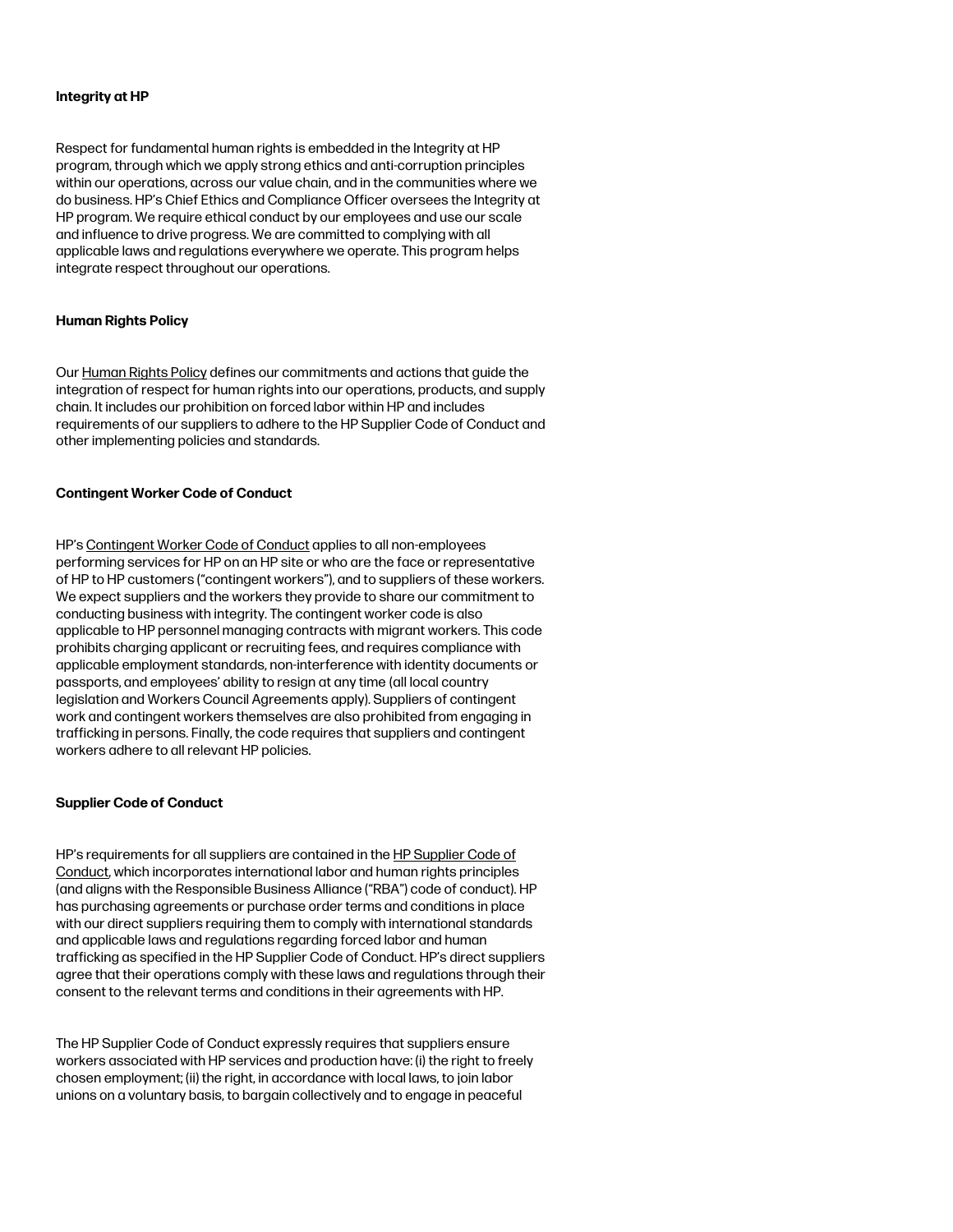**Integrity at HP**

Respect for fundamental human rights is embedded in the Integrity at HP program, through which we apply strong ethics and anti-corruption principles within our operations, across our value chain, and in the communities where we do business. HP's Chief Ethics and Compliance Officer oversees the Integrity at HP program. We require ethical conduct by our employees and use our scale and influence to drive progress. We are committed to complying with all applicable laws and regulations everywhere we operate. This program helps integrate respect throughout our operations.

**Human Rights Policy**

Our Human Rights Policy defines our commitments and actions that guide the integration of respect for human rights into our operations, products, and supply chain. It includes our prohibition on forced labor within HP and includes requirements of our suppliers to adhere to the HP Supplier Code of Conduct and other implementing policies and standards.

**Contingent Worker Code of Conduct**

HP's Contingent Worker Code of Conduct applies to all non-employees performing services for HP on an HP site or who are the face or representative of HP to HP customers ("contingent workers"), and to suppliers of these workers. We expect suppliers and the workers they provide to share our commitment to conducting business with integrity. The contingent worker code is also applicable to HP personnel managing contracts with migrant workers. This code prohibits charging applicant or recruiting fees, and requires compliance with applicable employment standards, non-interference with identity documents or passports, and employees' ability to resign at any time (all local country legislation and Workers Council Agreements apply). Suppliers of contingent work and contingent workers themselves are also prohibited from engaging in trafficking in persons. Finally, the code requires that suppliers and contingent workers adhere to all relevant HP policies.

**Supplier Code of Conduct**

HP's requirements for all suppliers are contained in the HP Supplier Code of Conduct, which incorporates international labor and human rights principles (and aligns with the Responsible Business Alliance ("RBA") code of conduct). HP has purchasing agreements or purchase order terms and conditions in place with our direct suppliers requiring them to comply with international standards and applicable laws and regulations regarding forced labor and human trafficking as specified in the HP Supplier Code of Conduct. HP's direct suppliers agree that their operations comply with these laws and regulations through their consent to the relevant terms and conditions in their agreements with HP.

The HP Supplier Code of Conduct expressly requires that suppliers ensure workers associated with HP services and production have: (i) the right to freely chosen employment; (ii) the right, in accordance with local laws, to join labor unions on a voluntary basis, to bargain collectively and to engage in peaceful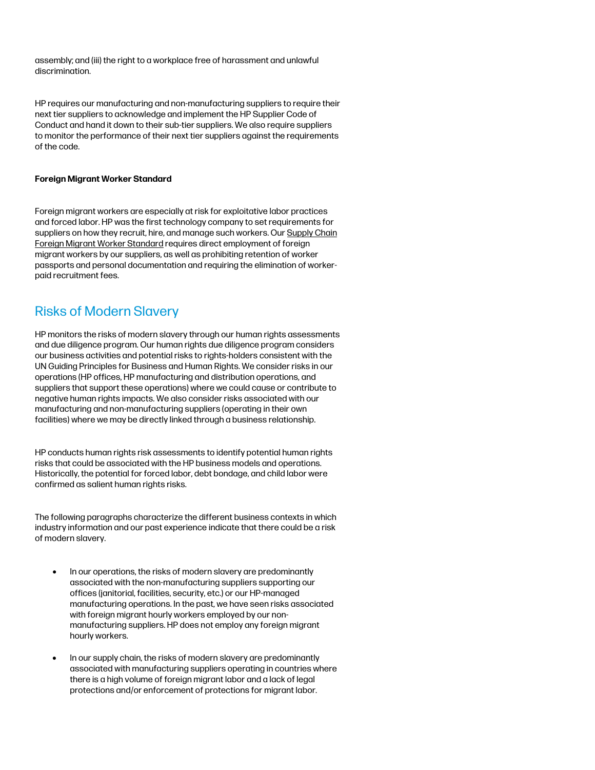assembly; and (iii) the right to a workplace free of harassment and unlawful discrimination.

HP requires our manufacturing and non-manufacturing suppliers to require their next tier suppliers to acknowledge and implement the HP Supplier Code of Conduct and hand it down to their sub-tier suppliers. We also require suppliers to monitor the performance of their next tier suppliers against the requirements of the code.

**Foreign Migrant Worker Standard**

Foreign migrant workers are especially at risk for exploitative labor practices and forced labor. HP was the first technology company to set requirements for suppliers on how they recruit, hire, and manage such workers. Our Supply Chain Foreign Migrant Worker Standard requires direct employment of foreign migrant workers by our suppliers, as well as prohibiting retention of worker passports and personal documentation and requiring the elimination of worker-paid recruitment fees.

## Risks of Modern Slavery

HP monitors the risks of modern slavery through our human rights assessments and due diligence program. Our human rights due diligence program considers our business activities and potential risks to rights-holders consistent with the UN Guiding Principles for Business and Human Rights. We consider risks in our operations (HP offices, HP manufacturing and distribution operations, and suppliers that support these operations) where we could cause or contribute to negative human rights impacts. We also consider risks associated with our manufacturing and non-manufacturing suppliers (operating in their own facilities) where we may be directly linked through a business relationship.

HP conducts human rights risk assessments to identify potential human rights risks that could be associated with the HP business models and operations. Historically, the potential for forced labor, debt bondage, and child labor were confirmed as salient human rights risks.

The following paragraphs characterize the different business contexts in which industry information and our past experience indicate that there could be a risk of modern slavery.

- In our operations, the risks of modern slavery are predominantly associated with the non-manufacturing suppliers supporting our offices (janitorial, facilities, security, etc.) or our HP-managed manufacturing operations. In the past, we have seen risks associated with foreign migrant hourly workers employed by our non-manufacturing suppliers. HP does not employ any foreign migrant hourly workers.
- In our supply chain, the risks of modern slavery are predominantly associated with manufacturing suppliers operating in countries where there is a high volume of foreign migrant labor and a lack of legal protections and/or enforcement of protections for migrant labor.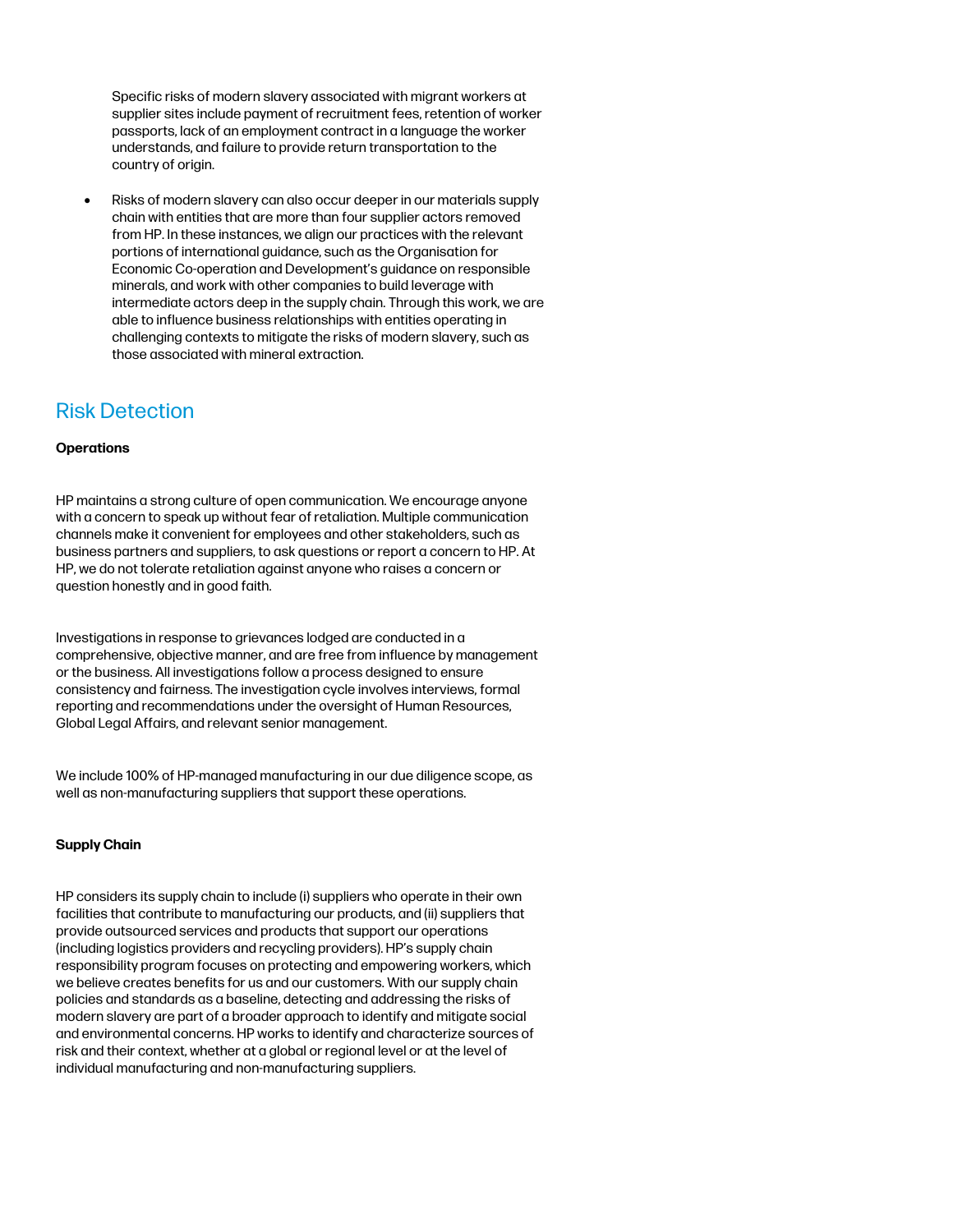Specific risks of modern slavery associated with migrant workers at supplier sites include payment of recruitment fees, retention of worker passports, lack of an employment contract in a language the worker understands, and failure to provide return transportation to the country of origin.

- Risks of modern slavery can also occur deeper in our materials supply chain with entities that are more than four supplier actors removed from HP. In these instances, we align our practices with the relevant portions of international guidance, such as the Organisation for Economic Co-operation and Development's guidance on responsible minerals, and work with other companies to build leverage with intermediate actors deep in the supply chain. Through this work, we are able to influence business relationships with entities operating in challenging contexts to mitigate the risks of modern slavery, such as those associated with mineral extraction.

## Risk Detection

**Operations**

HP maintains a strong culture of open communication. We encourage anyone with a concern to speak up without fear of retaliation. Multiple communication channels make it convenient for employees and other stakeholders, such as business partners and suppliers, to ask questions or report a concern to HP. At HP, we do not tolerate retaliation against anyone who raises a concern or question honestly and in good faith.

Investigations in response to grievances lodged are conducted in a comprehensive, objective manner, and are free from influence by management or the business. All investigations follow a process designed to ensure consistency and fairness. The investigation cycle involves interviews, formal reporting and recommendations under the oversight of Human Resources, Global Legal Affairs, and relevant senior management.

We include 100% of HP-managed manufacturing in our due diligence scope, as well as non-manufacturing suppliers that support these operations.

**Supply Chain**

HP considers its supply chain to include (i) suppliers who operate in their own facilities that contribute to manufacturing our products, and (ii) suppliers that provide outsourced services and products that support our operations (including logistics providers and recycling providers). HP's supply chain responsibility program focuses on protecting and empowering workers, which we believe creates benefits for us and our customers. With our supply chain policies and standards as a baseline, detecting and addressing the risks of modern slavery are part of a broader approach to identify and mitigate social and environmental concerns. HP works to identify and characterize sources of risk and their context, whether at a global or regional level or at the level of individual manufacturing and non-manufacturing suppliers.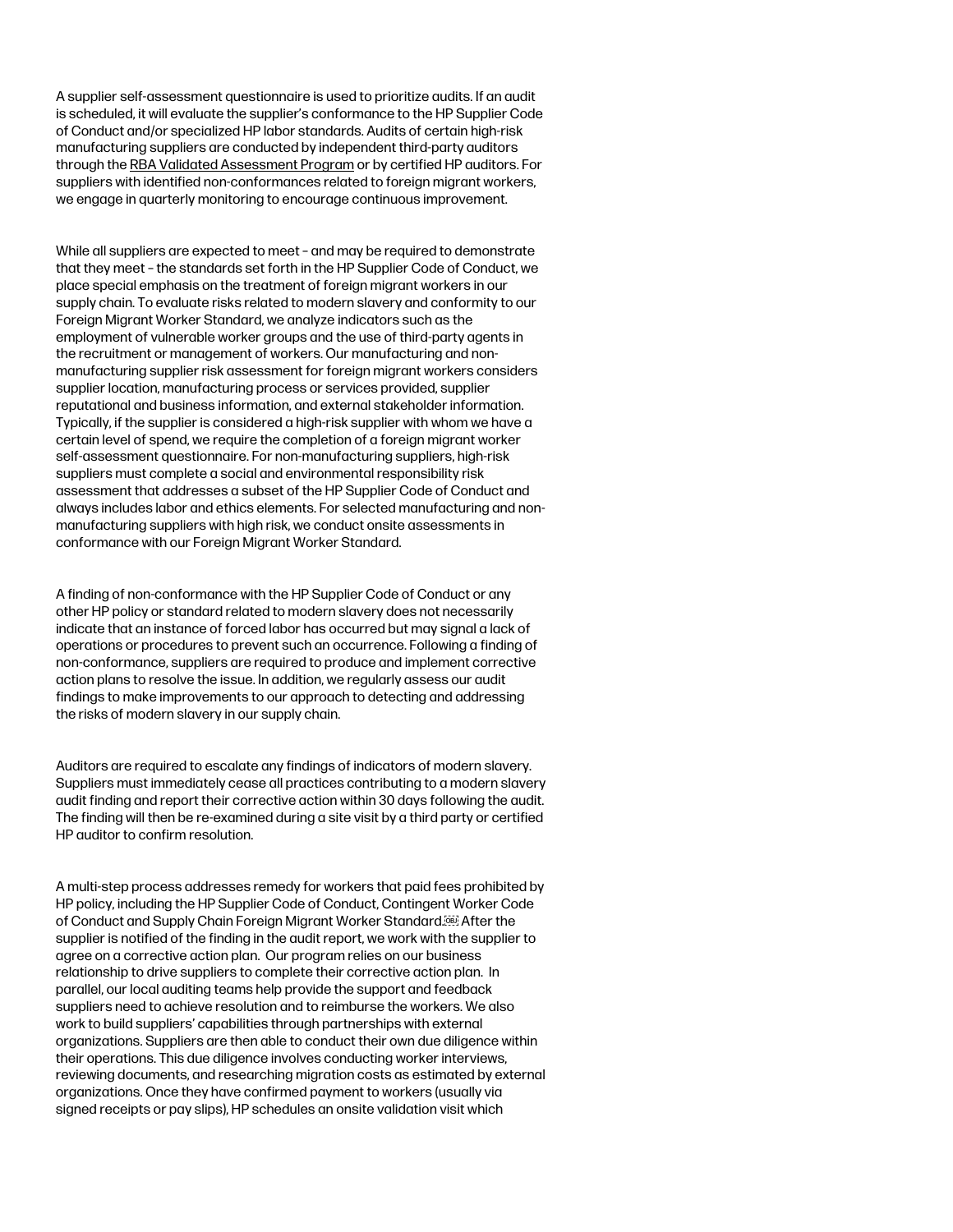A supplier self-assessment questionnaire is used to prioritize audits. If an audit is scheduled, it will evaluate the supplier's conformance to the HP Supplier Code of Conduct and/or specialized HP labor standards. Audits of certain high-risk manufacturing suppliers are conducted by independent third-party auditors through the RBA Validated Assessment Program or by certified HP auditors. For suppliers with identified non-conformances related to foreign migrant workers, we engage in quarterly monitoring to encourage continuous improvement.

While all suppliers are expected to meet – and may be required to demonstrate that they meet – the standards set forth in the HP Supplier Code of Conduct, we place special emphasis on the treatment of foreign migrant workers in our supply chain. To evaluate risks related to modern slavery and conformity to our Foreign Migrant Worker Standard, we analyze indicators such as the employment of vulnerable worker groups and the use of third-party agents in the recruitment or management of workers. Our manufacturing and non-manufacturing supplier risk assessment for foreign migrant workers considers supplier location, manufacturing process or services provided, supplier reputational and business information, and external stakeholder information. Typically, if the supplier is considered a high-risk supplier with whom we have a certain level of spend, we require the completion of a foreign migrant worker self-assessment questionnaire. For non-manufacturing suppliers, high-risk suppliers must complete a social and environmental responsibility risk assessment that addresses a subset of the HP Supplier Code of Conduct and always includes labor and ethics elements. For selected manufacturing and non-manufacturing suppliers with high risk, we conduct onsite assessments in conformance with our Foreign Migrant Worker Standard.

A finding of non-conformance with the HP Supplier Code of Conduct or any other HP policy or standard related to modern slavery does not necessarily indicate that an instance of forced labor has occurred but may signal a lack of operations or procedures to prevent such an occurrence. Following a finding of non-conformance, suppliers are required to produce and implement corrective action plans to resolve the issue. In addition, we regularly assess our audit findings to make improvements to our approach to detecting and addressing the risks of modern slavery in our supply chain.

Auditors are required to escalate any findings of indicators of modern slavery. Suppliers must immediately cease all practices contributing to a modern slavery audit finding and report their corrective action within 30 days following the audit. The finding will then be re-examined during a site visit by a third party or certified HP auditor to confirm resolution.

A multi-step process addresses remedy for workers that paid fees prohibited by HP policy, including the HP Supplier Code of Conduct, Contingent Worker Code of Conduct and Supply Chain Foreign Migrant Worker Standard. After the supplier is notified of the finding in the audit report, we work with the supplier to agree on a corrective action plan. Our program relies on our business relationship to drive suppliers to complete their corrective action plan. In parallel, our local auditing teams help provide the support and feedback suppliers need to achieve resolution and to reimburse the workers. We also work to build suppliers' capabilities through partnerships with external organizations. Suppliers are then able to conduct their own due diligence within their operations. This due diligence involves conducting worker interviews, reviewing documents, and researching migration costs as estimated by external organizations. Once they have confirmed payment to workers (usually via signed receipts or pay slips), HP schedules an onsite validation visit which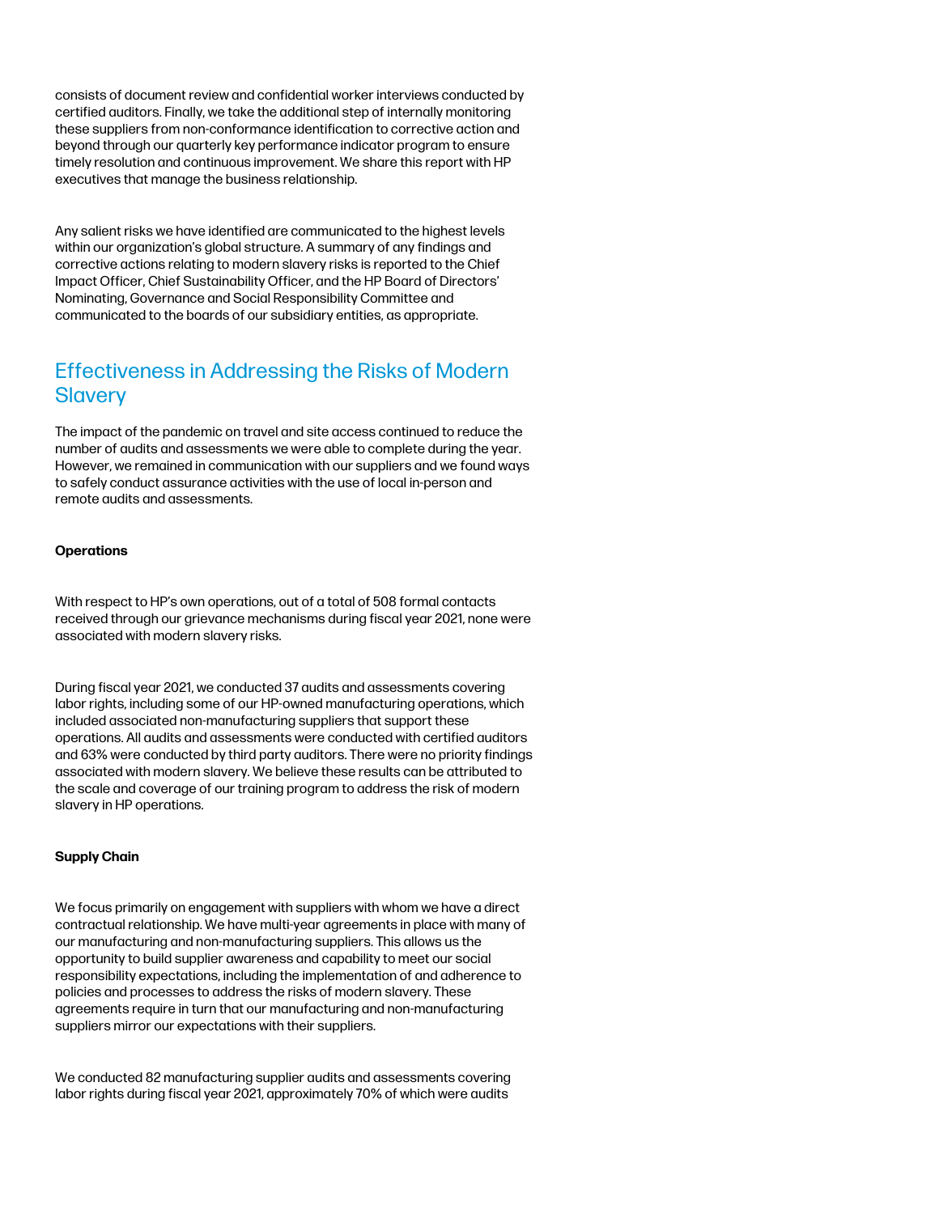consists of document review and confidential worker interviews conducted by certified auditors. Finally, we take the additional step of internally monitoring these suppliers from non-conformance identification to corrective action and beyond through our quarterly key performance indicator program to ensure timely resolution and continuous improvement. We share this report with HP executives that manage the business relationship.

Any salient risks we have identified are communicated to the highest levels within our organization's global structure. A summary of any findings and corrective actions relating to modern slavery risks is reported to the Chief Impact Officer, Chief Sustainability Officer, and the HP Board of Directors' Nominating, Governance and Social Responsibility Committee and communicated to the boards of our subsidiary entities, as appropriate.

## Effectiveness in Addressing the Risks of Modern Slavery

The impact of the pandemic on travel and site access continued to reduce the number of audits and assessments we were able to complete during the year. However, we remained in communication with our suppliers and we found ways to safely conduct assurance activities with the use of local in-person and remote audits and assessments.

**Operations**

With respect to HP's own operations, out of a total of 508 formal contacts received through our grievance mechanisms during fiscal year 2021, none were associated with modern slavery risks.

During fiscal year 2021, we conducted 37 audits and assessments covering labor rights, including some of our HP-owned manufacturing operations, which included associated non-manufacturing suppliers that support these operations. All audits and assessments were conducted with certified auditors and 63% were conducted by third party auditors. There were no priority findings associated with modern slavery. We believe these results can be attributed to the scale and coverage of our training program to address the risk of modern slavery in HP operations.

**Supply Chain**

We focus primarily on engagement with suppliers with whom we have a direct contractual relationship. We have multi-year agreements in place with many of our manufacturing and non-manufacturing suppliers. This allows us the opportunity to build supplier awareness and capability to meet our social responsibility expectations, including the implementation of and adherence to policies and processes to address the risks of modern slavery. These agreements require in turn that our manufacturing and non-manufacturing suppliers mirror our expectations with their suppliers.

We conducted 82 manufacturing supplier audits and assessments covering labor rights during fiscal year 2021, approximately 70% of which were audits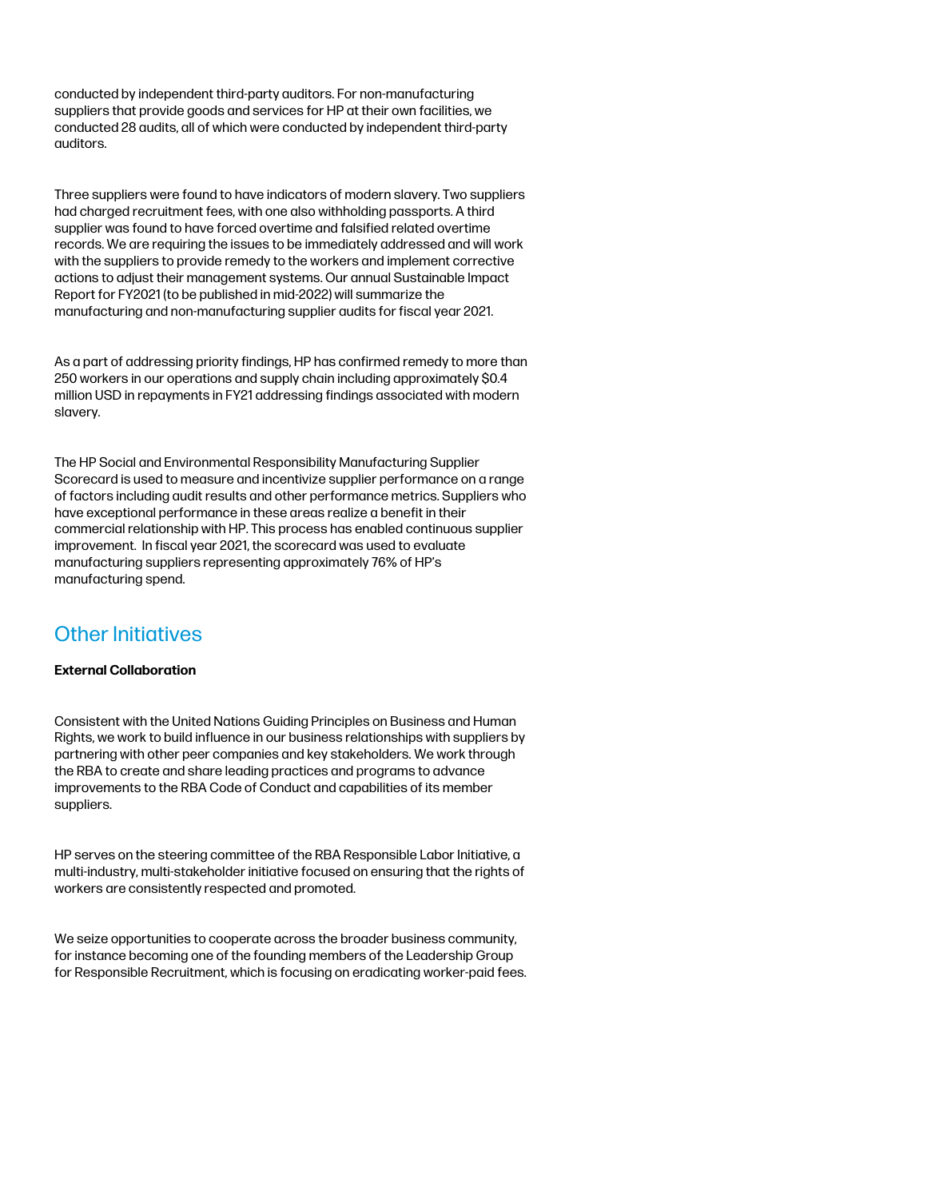conducted by independent third-party auditors. For non-manufacturing suppliers that provide goods and services for HP at their own facilities, we conducted 28 audits, all of which were conducted by independent third-party auditors.

Three suppliers were found to have indicators of modern slavery. Two suppliers had charged recruitment fees, with one also withholding passports. A third supplier was found to have forced overtime and falsified related overtime records. We are requiring the issues to be immediately addressed and will work with the suppliers to provide remedy to the workers and implement corrective actions to adjust their management systems. Our annual Sustainable Impact Report for FY2021 (to be published in mid-2022) will summarize the manufacturing and non-manufacturing supplier audits for fiscal year 2021.

As a part of addressing priority findings, HP has confirmed remedy to more than 250 workers in our operations and supply chain including approximately $0.4 million USD in repayments in FY21 addressing findings associated with modern slavery.

The HP Social and Environmental Responsibility Manufacturing Supplier Scorecard is used to measure and incentivize supplier performance on a range of factors including audit results and other performance metrics. Suppliers who have exceptional performance in these areas realize a benefit in their commercial relationship with HP. This process has enabled continuous supplier improvement. In fiscal year 2021, the scorecard was used to evaluate manufacturing suppliers representing approximately 76% of HP's manufacturing spend.

## Other Initiatives

**External Collaboration**

Consistent with the United Nations Guiding Principles on Business and Human Rights, we work to build influence in our business relationships with suppliers by partnering with other peer companies and key stakeholders. We work through the RBA to create and share leading practices and programs to advance improvements to the RBA Code of Conduct and capabilities of its member suppliers.

HP serves on the steering committee of the RBA Responsible Labor Initiative, a multi-industry, multi-stakeholder initiative focused on ensuring that the rights of workers are consistently respected and promoted.

We seize opportunities to cooperate across the broader business community, for instance becoming one of the founding members of the Leadership Group for Responsible Recruitment, which is focusing on eradicating worker-paid fees.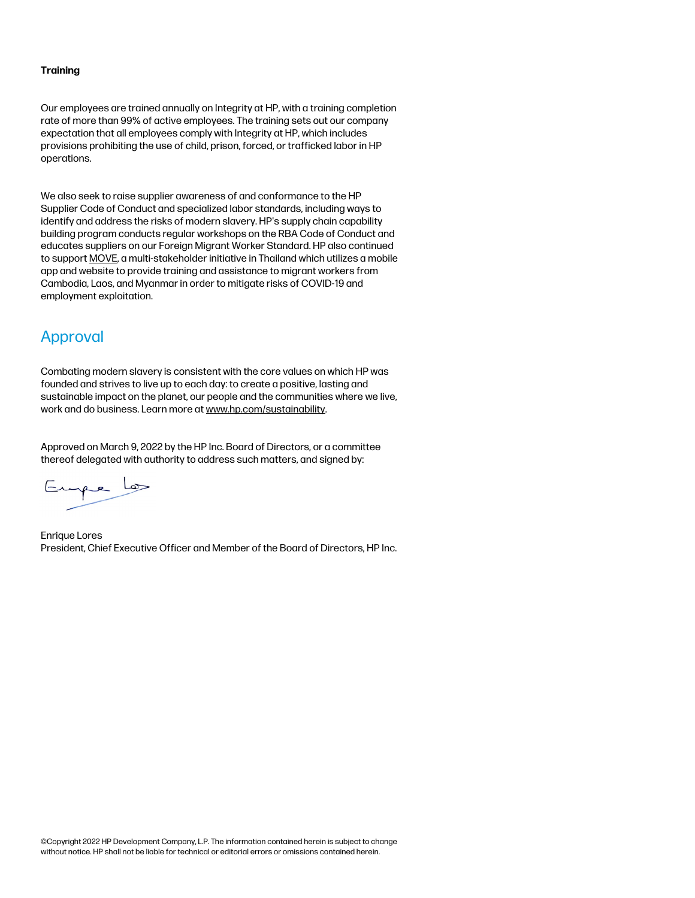**Training**

Our employees are trained annually on Integrity at HP, with a training completion rate of more than 99% of active employees. The training sets out our company expectation that all employees comply with Integrity at HP, which includes provisions prohibiting the use of child, prison, forced, or trafficked labor in HP operations.

We also seek to raise supplier awareness of and conformance to the HP Supplier Code of Conduct and specialized labor standards, including ways to identify and address the risks of modern slavery. HP's supply chain capability building program conducts regular workshops on the RBA Code of Conduct and educates suppliers on our Foreign Migrant Worker Standard. HP also continued to support MOVE, a multi-stakeholder initiative in Thailand which utilizes a mobile app and website to provide training and assistance to migrant workers from Cambodia, Laos, and Myanmar in order to mitigate risks of COVID-19 and employment exploitation.

## Approval

Combating modern slavery is consistent with the core values on which HP was founded and strives to live up to each day: to create a positive, lasting and sustainable impact on the planet, our people and the communities where we live, work and do business. Learn more at www.hp.com/sustainability.

Approved on March 9, 2022 by the HP Inc. Board of Directors, or a committee thereof delegated with authority to address such matters, and signed by:

Enrique Lores
President, Chief Executive Officer and Member of the Board of Directors, HP Inc.

©Copyright 2022 HP Development Company, L.P. The information contained herein is subject to change without notice. HP shall not be liable for technical or editorial errors or omissions contained herein.